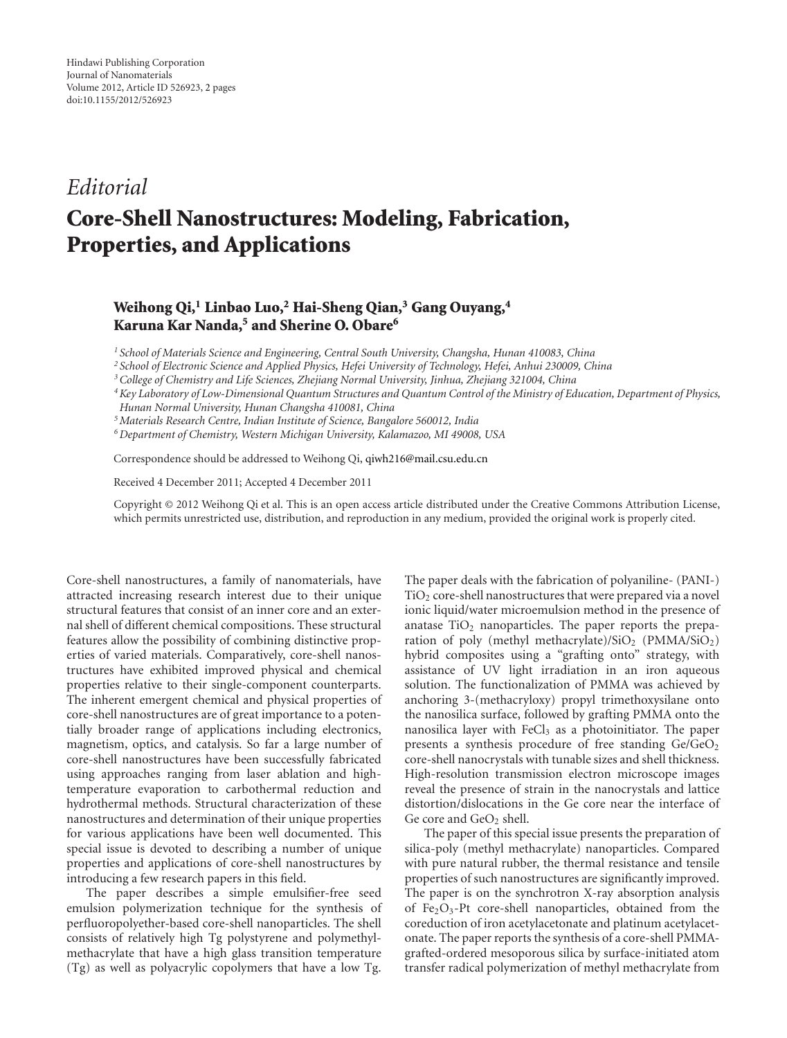*Editorial*

# Core-Shell Nanostructures: Modeling, Fabrication, Properties, and Applications

**Weihong Qi,[1] Linbao Luo,[2] Hai-Sheng Qian,[3] Gang Ouyang,[4] Karuna Kar Nanda,[5] and Sherine O. Obare[6]**

[1] *School of Materials Science and Engineering, Central South University, Changsha, Hunan 410083, China*
[2] *School of Electronic Science and Applied Physics, Hefei University of Technology, Hefei, Anhui 230009, China*
[3] *College of Chemistry and Life Sciences, Zhejiang Normal University, Jinhua, Zhejiang 321004, China*
[4] *Key Laboratory of Low-Dimensional Quantum Structures and Quantum Control of the Ministry of Education, Department of Physics, Hunan Normal University, Hunan Changsha 410081, China*
[5] *Materials Research Centre, Indian Institute of Science, Bangalore 560012, India*
[6] *Department of Chemistry, Western Michigan University, Kalamazoo, MI 49008, USA*

Correspondence should be addressed to Weihong Qi, qiwh216@mail.csu.edu.cn

Received 4 December 2011; Accepted 4 December 2011

Copyright © 2012 Weihong Qi et al. This is an open access article distributed under the Creative Commons Attribution License, which permits unrestricted use, distribution, and reproduction in any medium, provided the original work is properly cited.

Core-shell nanostructures, a family of nanomaterials, have attracted increasing research interest due to their unique structural features that consist of an inner core and an external shell of different chemical compositions. These structural features allow the possibility of combining distinctive properties of varied materials. Comparatively, core-shell nanostructures have exhibited improved physical and chemical properties relative to their single-component counterparts. The inherent emergent chemical and physical properties of core-shell nanostructures are of great importance to a potentially broader range of applications including electronics, magnetism, optics, and catalysis. So far a large number of core-shell nanostructures have been successfully fabricated using approaches ranging from laser ablation and high-temperature evaporation to carbothermal reduction and hydrothermal methods. Structural characterization of these nanostructures and determination of their unique properties for various applications have been well documented. This special issue is devoted to describing a number of unique properties and applications of core-shell nanostructures by introducing a few research papers in this field.

The paper describes a simple emulsifier-free seed emulsion polymerization technique for the synthesis of perfluoropolyether-based core-shell nanoparticles. The shell consists of relatively high Tg polystyrene and polymethylmethacrylate that have a high glass transition temperature (Tg) as well as polyacrylic copolymers that have a low Tg. The paper deals with the fabrication of polyaniline- (PANI-) $TiO_2$ core-shell nanostructures that were prepared via a novel ionic liquid/water microemulsion method in the presence of anatase $TiO_2$ nanoparticles. The paper reports the preparation of poly (methyl methacrylate)/$SiO_2$ (PMMA/$SiO_2$) hybrid composites using a "grafting onto" strategy, with assistance of UV light irradiation in an iron aqueous solution. The functionalization of PMMA was achieved by anchoring 3-(methacryloxy) propyl trimethoxysilane onto the nanosilica surface, followed by grafting PMMA onto the nanosilica layer with $FeCl_3$ as a photoinitiator. The paper presents a synthesis procedure of free standing Ge/$GeO_2$ core-shell nanocrystals with tunable sizes and shell thickness. High-resolution transmission electron microscope images reveal the presence of strain in the nanocrystals and lattice distortion/dislocations in the Ge core near the interface of Ge core and $GeO_2$ shell.

The paper of this special issue presents the preparation of silica-poly (methyl methacrylate) nanoparticles. Compared with pure natural rubber, the thermal resistance and tensile properties of such nanostructures are significantly improved. The paper is on the synchrotron X-ray absorption analysis of $Fe_2O_3$-Pt core-shell nanoparticles, obtained from the coreduction of iron acetylacetonate and platinum acetylacetonate. The paper reports the synthesis of a core-shell PMMA-grafted-ordered mesoporous silica by surface-initiated atom transfer radical polymerization of methyl methacrylate from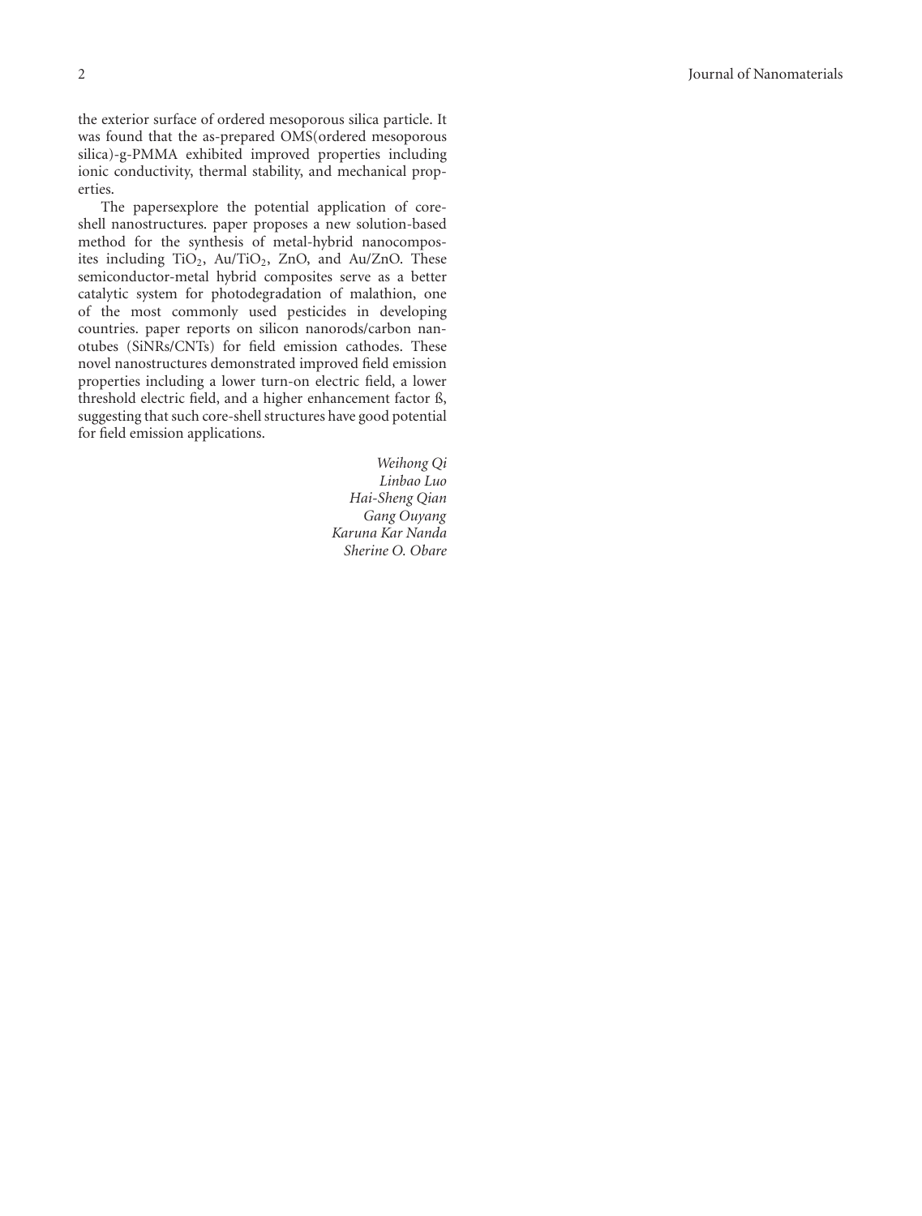the exterior surface of ordered mesoporous silica particle. It was found that the as-prepared OMS(ordered mesoporous silica)-g-PMMA exhibited improved properties including ionic conductivity, thermal stability, and mechanical properties.

The papersexplore the potential application of core-shell nanostructures. paper proposes a new solution-based method for the synthesis of metal-hybrid nanocomposites including $TiO_2$, Au/$TiO_2$, ZnO, and Au/ZnO. These semiconductor-metal hybrid composites serve as a better catalytic system for photodegradation of malathion, one of the most commonly used pesticides in developing countries. paper reports on silicon nanorods/carbon nanotubes (SiNRs/CNTs) for field emission cathodes. These novel nanostructures demonstrated improved field emission properties including a lower turn-on electric field, a lower threshold electric field, and a higher enhancement factor ß, suggesting that such core-shell structures have good potential for field emission applications.

*Weihong Qi*
*Linbao Luo*
*Hai-Sheng Qian*
*Gang Ouyang*
*Karuna Kar Nanda*
*Sherine O. Obare*